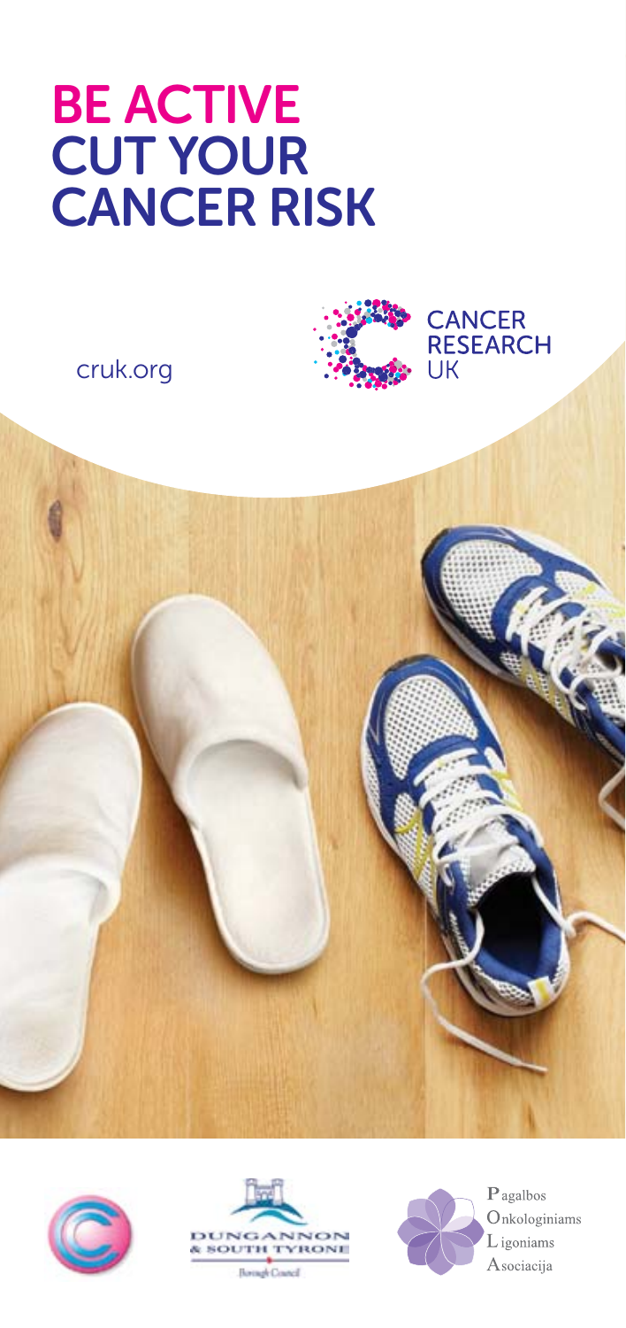# BE ACTIVE CUT YOUR CANCER RISK

cruk.org

CANCER RESEARCH UK

DUNGANNON & SOUTH TYRONE Borough Council

Pagalbos Onkologiniams Ligoniams Asociacija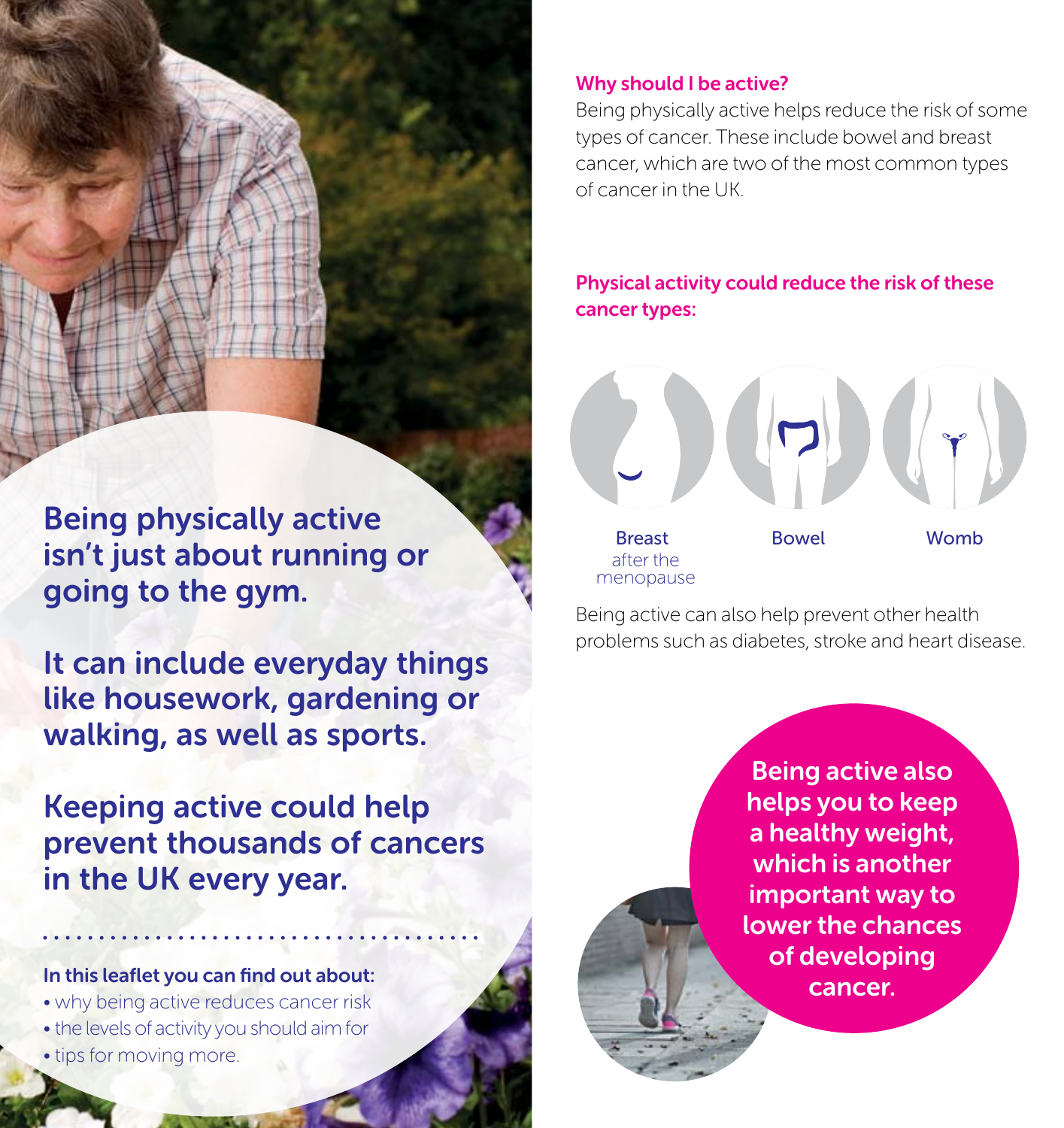**Being physically active isn't just about running or going to the gym.**

**It can include everyday things like housework, gardening or walking, as well as sports.**

**Keeping active could help prevent thousands of cancers in the UK every year.**

**In this leaflet you can find out about:**

- why being active reduces cancer risk
- the levels of activity you should aim for
- tips for moving more.

## Why should I be active?

Being physically active helps reduce the risk of some types of cancer. These include bowel and breast cancer, which are two of the most common types of cancer in the UK.

### Physical activity could reduce the risk of these cancer types:

- Breast after the menopause
- Bowel
- Womb

Being active can also help prevent other health problems such as diabetes, stroke and heart disease.

**Being active also helps you to keep a healthy weight, which is another important way to lower the chances of developing cancer.**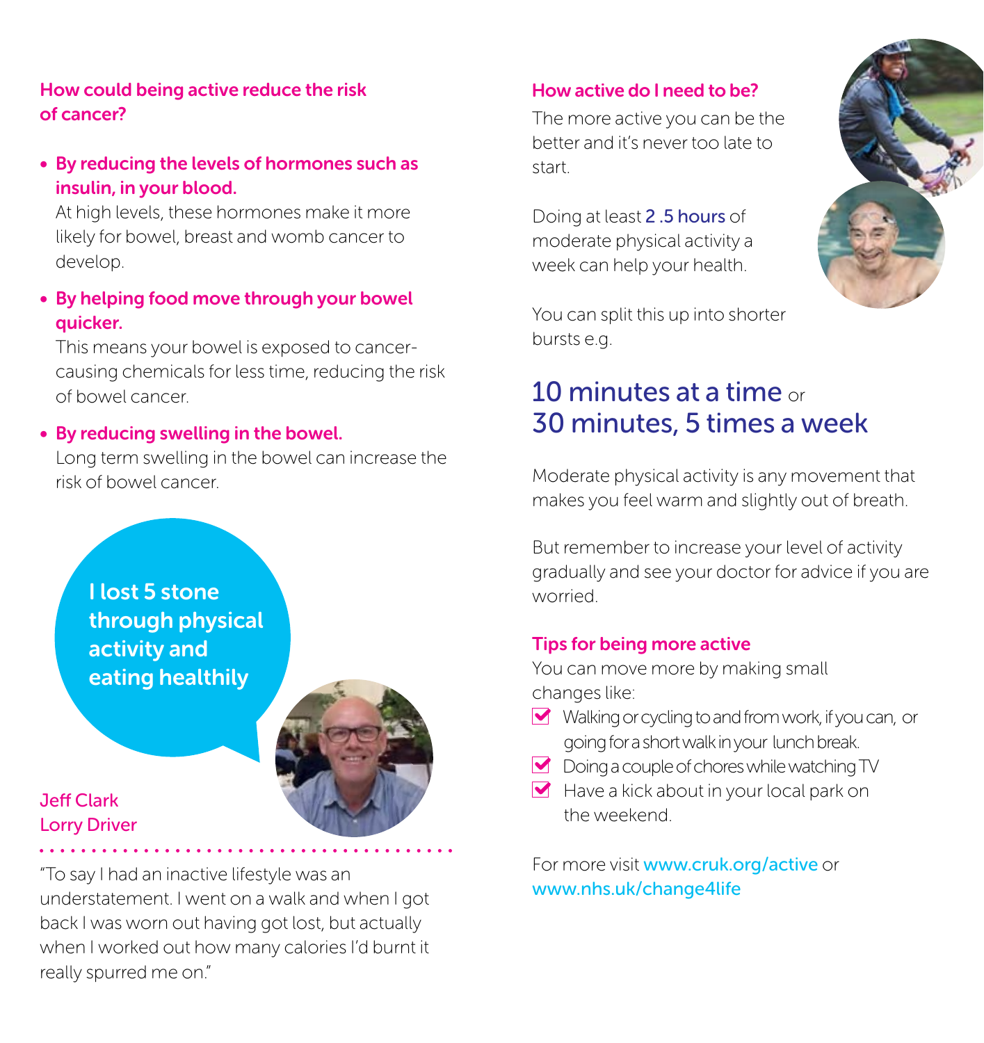## How could being active reduce the risk of cancer?

- **By reducing the levels of hormones such as insulin, in your blood.**
  At high levels, these hormones make it more likely for bowel, breast and womb cancer to develop.
- **By helping food move through your bowel quicker.**
  This means your bowel is exposed to cancer-causing chemicals for less time, reducing the risk of bowel cancer.
- **By reducing swelling in the bowel.**
  Long term swelling in the bowel can increase the risk of bowel cancer.

**I lost 5 stone through physical activity and eating healthily**

Jeff Clark
Lorry Driver

"To say I had an inactive lifestyle was an understatement. I went on a walk and when I got back I was worn out having got lost, but actually when I worked out how many calories I'd burnt it really spurred me on."

## How active do I need to be?

The more active you can be the better and it's never too late to start.

Doing at least 2 .5 hours of moderate physical activity a week can help your health.

You can split this up into shorter bursts e.g.

**10 minutes at a time** or
**30 minutes, 5 times a week**

Moderate physical activity is any movement that makes you feel warm and slightly out of breath.

But remember to increase your level of activity gradually and see your doctor for advice if you are worried.

## Tips for being more active

You can move more by making small changes like:

- [x] Walking or cycling to and from work, if you can, or going for a short walk in your lunch break.
- [x] Doing a couple of chores while watching TV
- [x] Have a kick about in your local park on the weekend.

For more visit www.cruk.org/active or www.nhs.uk/change4life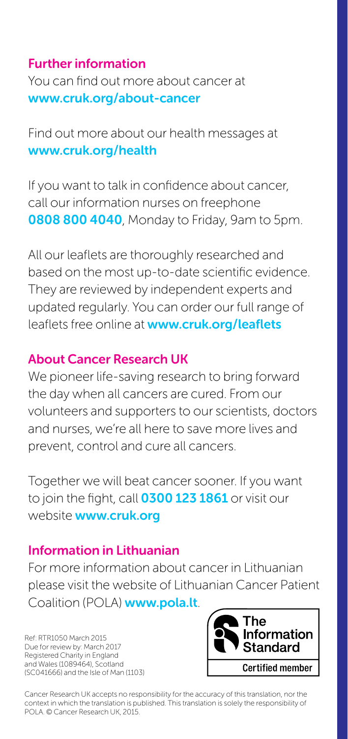## Further information

You can find out more about cancer at **www.cruk.org/about-cancer**

Find out more about our health messages at **www.cruk.org/health**

If you want to talk in confidence about cancer, call our information nurses on freephone **0808 800 4040**, Monday to Friday, 9am to 5pm.

All our leaflets are thoroughly researched and based on the most up-to-date scientific evidence. They are reviewed by independent experts and updated regularly. You can order our full range of leaflets free online at **www.cruk.org/leaflets**

## About Cancer Research UK

We pioneer life-saving research to bring forward the day when all cancers are cured. From our volunteers and supporters to our scientists, doctors and nurses, we're all here to save more lives and prevent, control and cure all cancers.

Together we will beat cancer sooner. If you want to join the fight, call **0300 123 1861** or visit our website **www.cruk.org**

## Information in Lithuanian

For more information about cancer in Lithuanian please visit the website of Lithuanian Cancer Patient Coalition (POLA) **www.pola.lt**.

Ref: RTR1050 March 2015
Due for review by: March 2017
Registered Charity in England and Wales (1089464), Scotland (SC041666) and the Isle of Man (1103)

The Information Standard
Certified member

Cancer Research UK accepts no responsibility for the accuracy of this translation, nor the context in which the translation is published. This translation is solely the responsibility of POLA. © Cancer Research UK, 2015.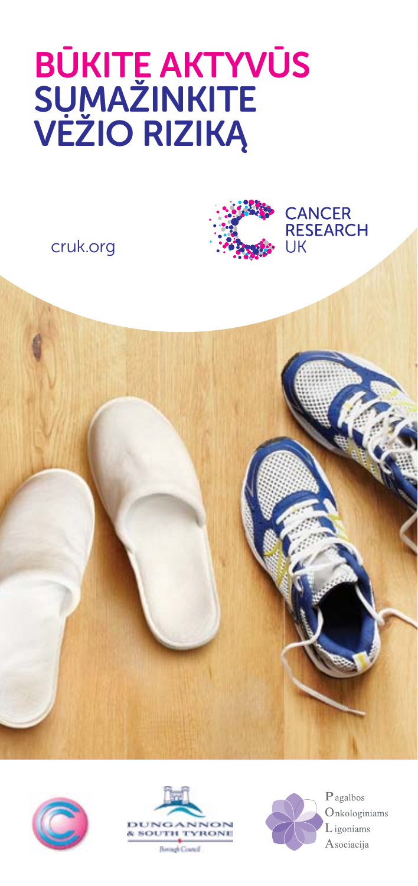# BŪKITE AKTYVŪS SUMAŽINKITE VĖŽIO RIZIKĄ

cruk.org

CANCER RESEARCH UK

DUNGANNON & SOUTH TYRONE

Borough Council

Pagalbos Onkologiniams Ligoniams Asociacija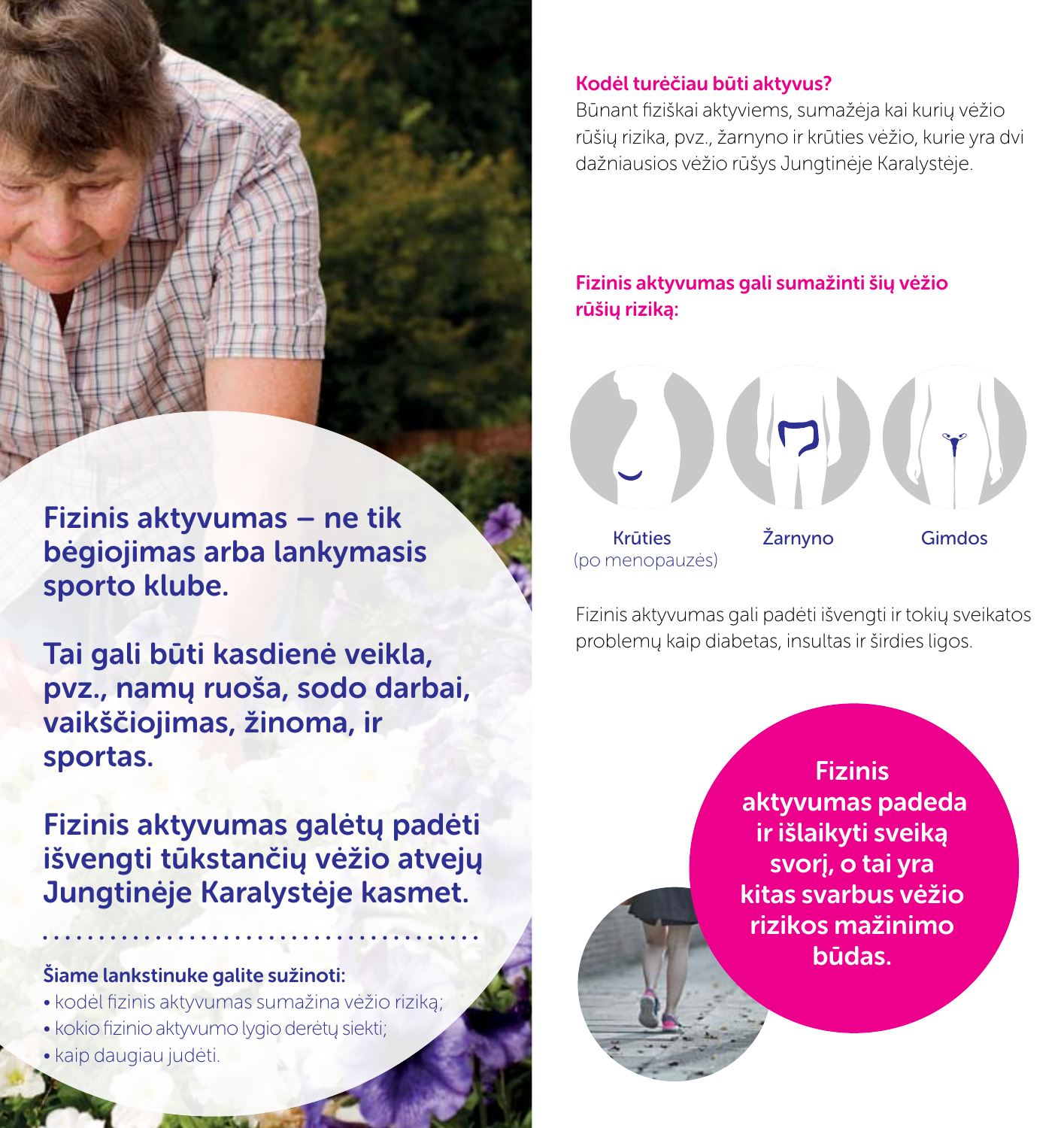**Fizinis aktyvumas – ne tik bėgiojimas arba lankymasis sporto klube.**

**Tai gali būti kasdienė veikla, pvz., namų ruoša, sodo darbai, vaikščiojimas, žinoma, ir sportas.**

**Fizinis aktyvumas galėtų padėti išvengti tūkstančių vėžio atvejų Jungtinėje Karalystėje kasmet.**

**Šiame lankstinuke galite sužinoti:**

- kodėl fizinis aktyvumas sumažina vėžio riziką;
- kokio fizinio aktyvumo lygio derėtų siekti;
- kaip daugiau judėti.

## Kodėl turėčiau būti aktyvus?

Būnant fiziškai aktyviems, sumažėja kai kurių vėžio rūšių rizika, pvz., žarnyno ir krūties vėžio, kurie yra dvi dažniausios vėžio rūšys Jungtinėje Karalystėje.

### Fizinis aktyvumas gali sumažinti šių vėžio rūšių riziką:

- Krūties (po menopauzės)
- Žarnyno
- Gimdos

Fizinis aktyvumas gali padėti išvengti ir tokių sveikatos problemų kaip diabetas, insultas ir širdies ligos.

**Fizinis aktyvumas padeda ir išlaikyti sveiką svorį, o tai yra kitas svarbus vėžio rizikos mažinimo būdas.**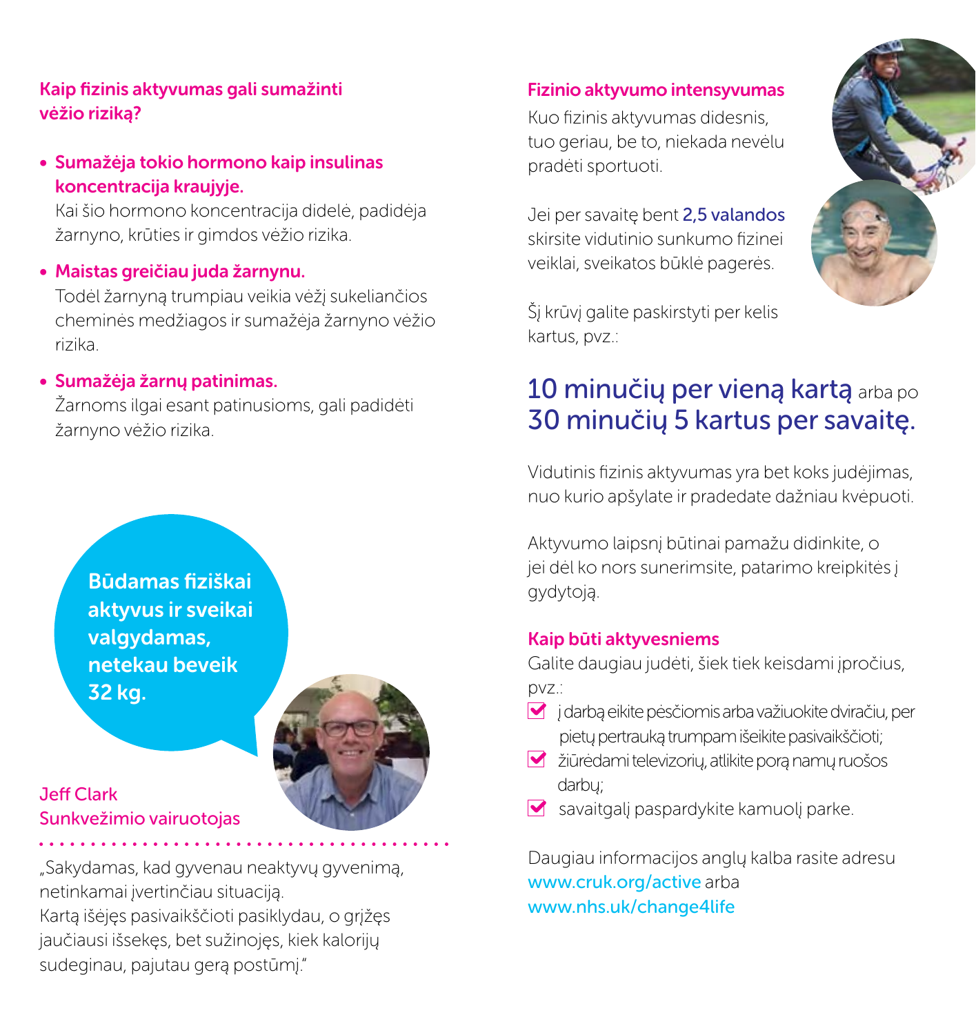## Kaip fizinis aktyvumas gali sumažinti vėžio riziką?

- **Sumažėja tokio hormono kaip insulinas koncentracija kraujyje.**
  Kai šio hormono koncentracija didelė, padidėja žarnyno, krūties ir gimdos vėžio rizika.
- **Maistas greičiau juda žarnynu.**
  Todėl žarnyną trumpiau veikia vėžį sukeliančios cheminės medžiagos ir sumažėja žarnyno vėžio rizika.
- **Sumažėja žarnų patinimas.**
  Žarnoms ilgai esant patinusioms, gali padidėti žarnyno vėžio rizika.

**Būdamas fiziškai aktyvus ir sveikai valgydamas, netekau beveik 32 kg.**

Jeff Clark
Sunkvežimio vairuotojas

„Sakydamas, kad gyvenau neaktyvų gyvenimą, netinkamai įvertinčiau situaciją.
Kartą išėjęs pasivaikščioti pasiklydau, o grįžęs jaučiausi išsekęs, bet sužinojęs, kiek kalorijų sudeginau, pajutau gerą postūmį."

## Fizinio aktyvumo intensyvumas

Kuo fizinis aktyvumas didesnis, tuo geriau, be to, niekada nevėlu pradėti sportuoti.

Jei per savaitę bent **2,5 valandos** skirsite vidutinio sunkumo fizinei veiklai, sveikatos būklė pagerės.

Šį krūvį galite paskirstyti per kelis kartus, pvz.:

**10 minučių per vieną kartą** arba po **30 minučių 5 kartus per savaitę.**

Vidutinis fizinis aktyvumas yra bet koks judėjimas, nuo kurio apšylate ir pradedate dažniau kvėpuoti.

Aktyvumo laipsnį būtinai pamažu didinkite, o jei dėl ko nors sunerimsite, patarimo kreipkitės į gydytoją.

## Kaip būti aktyvesniems

Galite daugiau judėti, šiek tiek keisdami įpročius, pvz.:

- į darbą eikite pėsčiomis arba važiuokite dviračiu, per pietų pertrauką trumpam išeikite pasivaikščioti;
- žiūrėdami televizorių, atlikite porą namų ruošos darbų;
- savaitgalį paspardykite kamuolį parke.

Daugiau informacijos anglų kalba rasite adresu www.cruk.org/active arba www.nhs.uk/change4life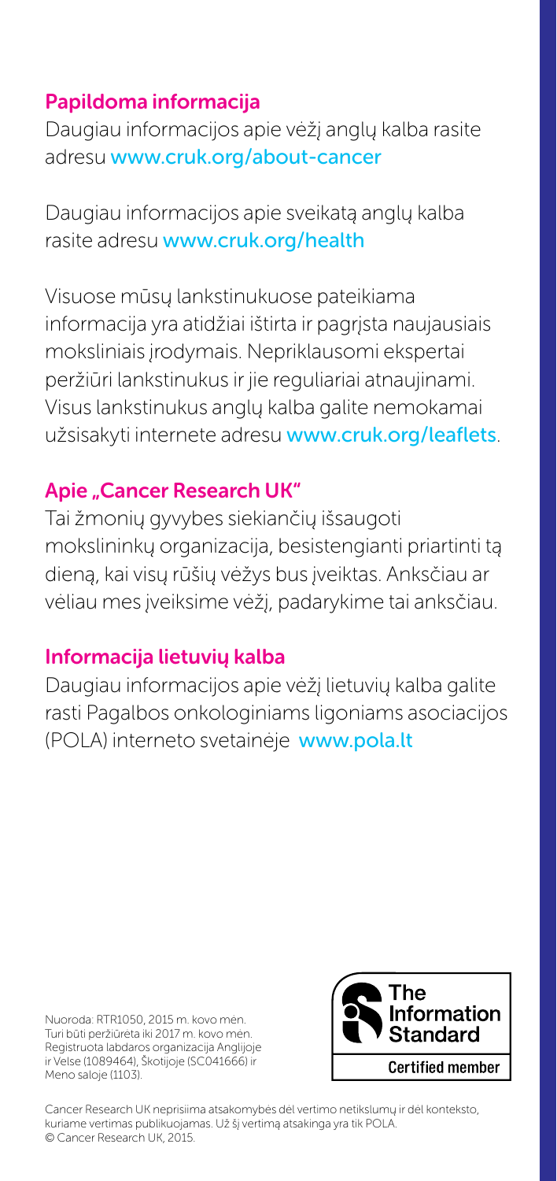## Papildoma informacija

Daugiau informacijos apie vėžį anglų kalba rasite adresu www.cruk.org/about-cancer

Daugiau informacijos apie sveikatą anglų kalba rasite adresu www.cruk.org/health

Visuose mūsų lankstinukuose pateikiama informacija yra atidžiai ištirta ir pagrįsta naujausiais moksliniais įrodymais. Nepriklausomi ekspertai peržiūri lankstinukus ir jie reguliariai atnaujinami. Visus lankstinukus anglų kalba galite nemokamai užsisakyti internete adresu www.cruk.org/leaflets.

## Apie „Cancer Research UK"

Tai žmonių gyvybes siekiančių išsaugoti mokslininkų organizacija, besistengianti priartinti tą dieną, kai visų rūšių vėžys bus įveiktas. Anksčiau ar vėliau mes įveiksime vėžį, padarykime tai anksčiau.

## Informacija lietuvių kalba

Daugiau informacijos apie vėžį lietuvių kalba galite rasti Pagalbos onkologiniams ligoniams asociacijos (POLA) interneto svetainėje www.pola.lt

Nuoroda: RTR1050, 2015 m. kovo mėn.
Turi būti peržiūrėta iki 2017 m. kovo mėn.
Registruota labdaros organizacija Anglijoje ir Velse (1089464), Škotijoje (SC041666) ir Meno saloje (1103).

The Information Standard
Certified member

Cancer Research UK neprisiima atsakomybės dėl vertimo netikslumų ir dėl konteksto, kuriame vertimas publikuojamas. Už šį vertimą atsakinga yra tik POLA.
© Cancer Research UK, 2015.